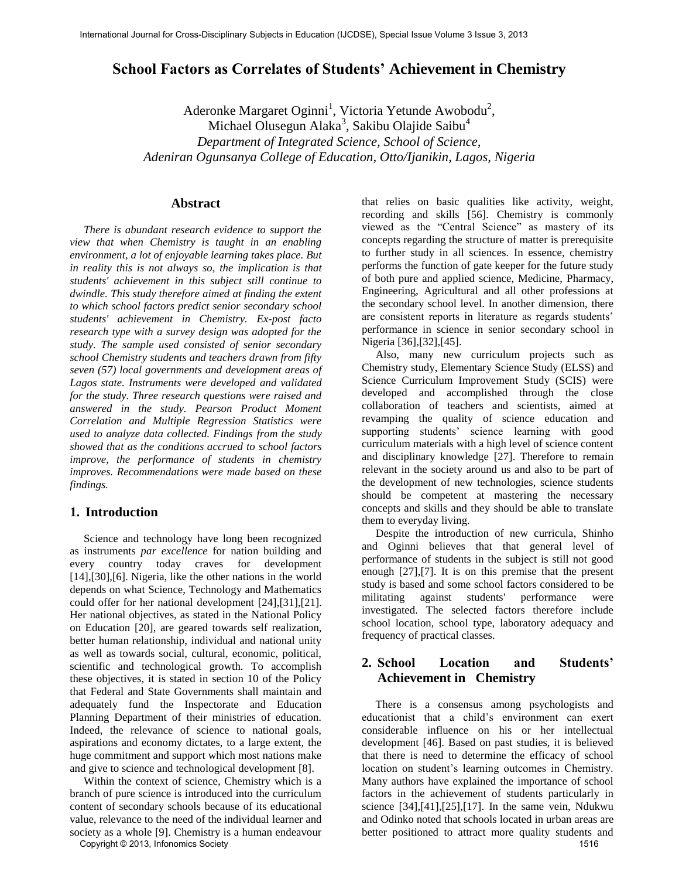# School Factors as Correlates of Students' Achievement in Chemistry

Aderonke Margaret Oginni[1], Victoria Yetunde Awobodu[2], Michael Olusegun Alaka[3], Sakibu Olajide Saibu[4]

*Department of Integrated Science, School of Science, Adeniran Ogunsanya College of Education, Otto/Ijanikin, Lagos, Nigeria*

## Abstract

*There is abundant research evidence to support the view that when Chemistry is taught in an enabling environment, a lot of enjoyable learning takes place. But in reality this is not always so, the implication is that students' achievement in this subject still continue to dwindle. This study therefore aimed at finding the extent to which school factors predict senior secondary school students' achievement in Chemistry. Ex-post facto research type with a survey design was adopted for the study. The sample used consisted of senior secondary school Chemistry students and teachers drawn from fifty seven (57) local governments and development areas of Lagos state. Instruments were developed and validated for the study. Three research questions were raised and answered in the study. Pearson Product Moment Correlation and Multiple Regression Statistics were used to analyze data collected. Findings from the study showed that as the conditions accrued to school factors improve, the performance of students in chemistry improves. Recommendations were made based on these findings.*

## 1. Introduction

Science and technology have long been recognized as instruments *par excellence* for nation building and every country today craves for development [14],[30],[6]. Nigeria, like the other nations in the world depends on what Science, Technology and Mathematics could offer for her national development [24],[31],[21]. Her national objectives, as stated in the National Policy on Education [20], are geared towards self realization, better human relationship, individual and national unity as well as towards social, cultural, economic, political, scientific and technological growth. To accomplish these objectives, it is stated in section 10 of the Policy that Federal and State Governments shall maintain and adequately fund the Inspectorate and Education Planning Department of their ministries of education. Indeed, the relevance of science to national goals, aspirations and economy dictates, to a large extent, the huge commitment and support which most nations make and give to science and technological development [8].

Within the context of science, Chemistry which is a branch of pure science is introduced into the curriculum content of secondary schools because of its educational value, relevance to the need of the individual learner and society as a whole [9]. Chemistry is a human endeavour that relies on basic qualities like activity, weight, recording and skills [56]. Chemistry is commonly viewed as the "Central Science" as mastery of its concepts regarding the structure of matter is prerequisite to further study in all sciences. In essence, chemistry performs the function of gate keeper for the future study of both pure and applied science, Medicine, Pharmacy, Engineering, Agricultural and all other professions at the secondary school level. In another dimension, there are consistent reports in literature as regards students' performance in science in senior secondary school in Nigeria [36],[32],[45].

Also, many new curriculum projects such as Chemistry study, Elementary Science Study (ELSS) and Science Curriculum Improvement Study (SCIS) were developed and accomplished through the close collaboration of teachers and scientists, aimed at revamping the quality of science education and supporting students' science learning with good curriculum materials with a high level of science content and disciplinary knowledge [27]. Therefore to remain relevant in the society around us and also to be part of the development of new technologies, science students should be competent at mastering the necessary concepts and skills and they should be able to translate them to everyday living.

Despite the introduction of new curricula, Shinho and Oginni believes that that general level of performance of students in the subject is still not good enough [27],[7]. It is on this premise that the present study is based and some school factors considered to be militating against students' performance were investigated. The selected factors therefore include school location, school type, laboratory adequacy and frequency of practical classes.

## 2. School Location and Students' Achievement in Chemistry

There is a consensus among psychologists and educationist that a child's environment can exert considerable influence on his or her intellectual development [46]. Based on past studies, it is believed that there is need to determine the efficacy of school location on student's learning outcomes in Chemistry. Many authors have explained the importance of school factors in the achievement of students particularly in science [34],[41],[25],[17]. In the same vein, Ndukwu and Odinko noted that schools located in urban areas are better positioned to attract more quality students and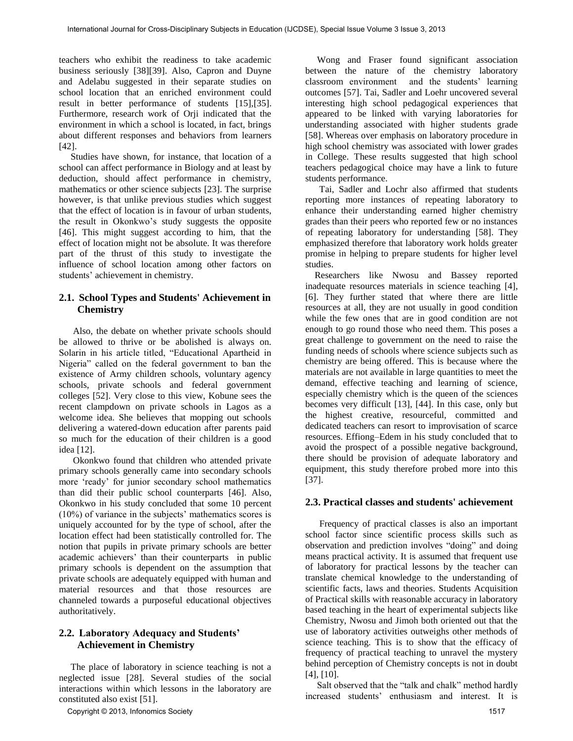teachers who exhibit the readiness to take academic business seriously [38][39]. Also, Capron and Duyne and Adelabu suggested in their separate studies on school location that an enriched environment could result in better performance of students [15],[35]. Furthermore, research work of Orji indicated that the environment in which a school is located, in fact, brings about different responses and behaviors from learners [42].

Studies have shown, for instance, that location of a school can affect performance in Biology and at least by deduction, should affect performance in chemistry, mathematics or other science subjects [23]. The surprise however, is that unlike previous studies which suggest that the effect of location is in favour of urban students, the result in Okonkwo's study suggests the opposite [46]. This might suggest according to him, that the effect of location might not be absolute. It was therefore part of the thrust of this study to investigate the influence of school location among other factors on students' achievement in chemistry.

## 2.1. School Types and Students' Achievement in Chemistry

Also, the debate on whether private schools should be allowed to thrive or be abolished is always on. Solarin in his article titled, "Educational Apartheid in Nigeria" called on the federal government to ban the existence of Army children schools, voluntary agency schools, private schools and federal government colleges [52]. Very close to this view, Kobune sees the recent clampdown on private schools in Lagos as a welcome idea. She believes that mopping out schools delivering a watered-down education after parents paid so much for the education of their children is a good idea [12].

Okonkwo found that children who attended private primary schools generally came into secondary schools more 'ready' for junior secondary school mathematics than did their public school counterparts [46]. Also, Okonkwo in his study concluded that some 10 percent (10%) of variance in the subjects' mathematics scores is uniquely accounted for by the type of school, after the location effect had been statistically controlled for. The notion that pupils in private primary schools are better academic achievers' than their counterparts in public primary schools is dependent on the assumption that private schools are adequately equipped with human and material resources and that those resources are channeled towards a purposeful educational objectives authoritatively.

## 2.2. Laboratory Adequacy and Students' Achievement in Chemistry

The place of laboratory in science teaching is not a neglected issue [28]. Several studies of the social interactions within which lessons in the laboratory are constituted also exist [51].

Wong and Fraser found significant association between the nature of the chemistry laboratory classroom environment and the students' learning outcomes [57]. Tai, Sadler and Loehr uncovered several interesting high school pedagogical experiences that appeared to be linked with varying laboratories for understanding associated with higher students grade [58]. Whereas over emphasis on laboratory procedure in high school chemistry was associated with lower grades in College. These results suggested that high school teachers pedagogical choice may have a link to future students performance.

Tai, Sadler and Lochr also affirmed that students reporting more instances of repeating laboratory to enhance their understanding earned higher chemistry grades than their peers who reported few or no instances of repeating laboratory for understanding [58]. They emphasized therefore that laboratory work holds greater promise in helping to prepare students for higher level studies.

Researchers like Nwosu and Bassey reported inadequate resources materials in science teaching [4], [6]. They further stated that where there are little resources at all, they are not usually in good condition while the few ones that are in good condition are not enough to go round those who need them. This poses a great challenge to government on the need to raise the funding needs of schools where science subjects such as chemistry are being offered. This is because where the materials are not available in large quantities to meet the demand, effective teaching and learning of science, especially chemistry which is the queen of the sciences becomes very difficult [13], [44]. In this case, only but the highest creative, resourceful, committed and dedicated teachers can resort to improvisation of scarce resources. Effiong–Edem in his study concluded that to avoid the prospect of a possible negative background, there should be provision of adequate laboratory and equipment, this study therefore probed more into this [37].

## 2.3. Practical classes and students' achievement

Frequency of practical classes is also an important school factor since scientific process skills such as observation and prediction involves "doing" and doing means practical activity. It is assumed that frequent use of laboratory for practical lessons by the teacher can translate chemical knowledge to the understanding of scientific facts, laws and theories. Students Acquisition of Practical skills with reasonable accuracy in laboratory based teaching in the heart of experimental subjects like Chemistry, Nwosu and Jimoh both oriented out that the use of laboratory activities outweighs other methods of science teaching. This is to show that the efficacy of frequency of practical teaching to unravel the mystery behind perception of Chemistry concepts is not in doubt [4], [10].

Salt observed that the "talk and chalk" method hardly increased students' enthusiasm and interest. It is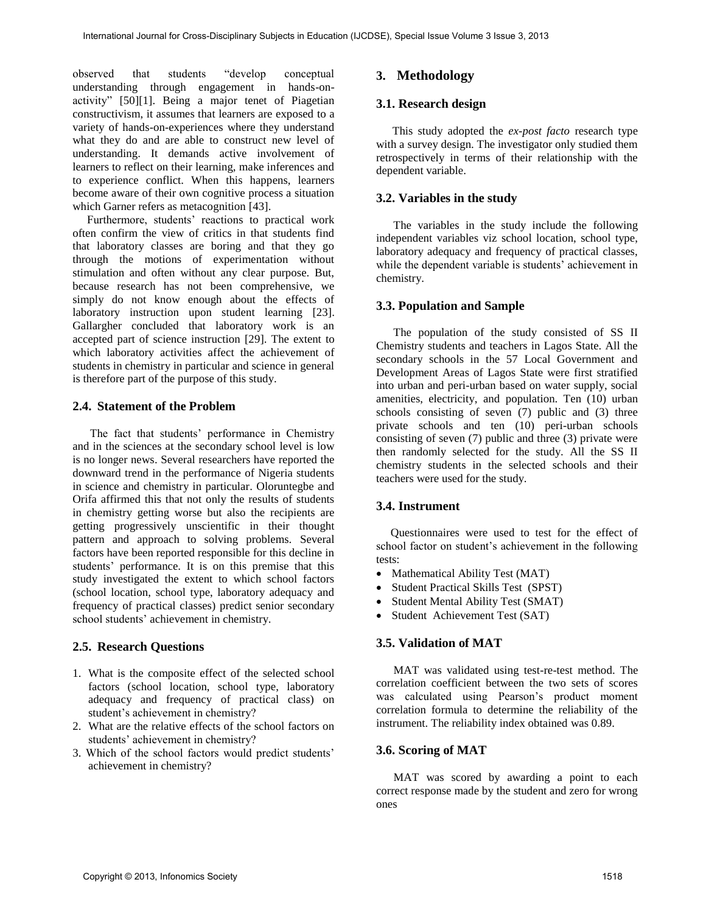observed that students "develop conceptual understanding through engagement in hands-on-activity" [50][1]. Being a major tenet of Piagetian constructivism, it assumes that learners are exposed to a variety of hands-on-experiences where they understand what they do and are able to construct new level of understanding. It demands active involvement of learners to reflect on their learning, make inferences and to experience conflict. When this happens, learners become aware of their own cognitive process a situation which Garner refers as metacognition [43].

Furthermore, students' reactions to practical work often confirm the view of critics in that students find that laboratory classes are boring and that they go through the motions of experimentation without stimulation and often without any clear purpose. But, because research has not been comprehensive, we simply do not know enough about the effects of laboratory instruction upon student learning [23]. Gallargher concluded that laboratory work is an accepted part of science instruction [29]. The extent to which laboratory activities affect the achievement of students in chemistry in particular and science in general is therefore part of the purpose of this study.

### 2.4. Statement of the Problem

The fact that students' performance in Chemistry and in the sciences at the secondary school level is low is no longer news. Several researchers have reported the downward trend in the performance of Nigeria students in science and chemistry in particular. Oloruntegbe and Orifa affirmed this that not only the results of students in chemistry getting worse but also the recipients are getting progressively unscientific in their thought pattern and approach to solving problems. Several factors have been reported responsible for this decline in students' performance. It is on this premise that this study investigated the extent to which school factors (school location, school type, laboratory adequacy and frequency of practical classes) predict senior secondary school students' achievement in chemistry.

### 2.5. Research Questions

1. What is the composite effect of the selected school factors (school location, school type, laboratory adequacy and frequency of practical class) on student's achievement in chemistry?
2. What are the relative effects of the school factors on students' achievement in chemistry?
3. Which of the school factors would predict students' achievement in chemistry?

## 3. Methodology

### 3.1. Research design

This study adopted the *ex-post facto* research type with a survey design. The investigator only studied them retrospectively in terms of their relationship with the dependent variable.

### 3.2. Variables in the study

The variables in the study include the following independent variables viz school location, school type, laboratory adequacy and frequency of practical classes, while the dependent variable is students' achievement in chemistry.

### 3.3. Population and Sample

The population of the study consisted of SS II Chemistry students and teachers in Lagos State. All the secondary schools in the 57 Local Government and Development Areas of Lagos State were first stratified into urban and peri-urban based on water supply, social amenities, electricity, and population. Ten (10) urban schools consisting of seven (7) public and (3) three private schools and ten (10) peri-urban schools consisting of seven (7) public and three (3) private were then randomly selected for the study. All the SS II chemistry students in the selected schools and their teachers were used for the study.

### 3.4. Instrument

Questionnaires were used to test for the effect of school factor on student's achievement in the following tests:

- Mathematical Ability Test (MAT)
- Student Practical Skills Test (SPST)
- Student Mental Ability Test (SMAT)
- Student Achievement Test (SAT)

### 3.5. Validation of MAT

MAT was validated using test-re-test method. The correlation coefficient between the two sets of scores was calculated using Pearson's product moment correlation formula to determine the reliability of the instrument. The reliability index obtained was 0.89.

### 3.6. Scoring of MAT

MAT was scored by awarding a point to each correct response made by the student and zero for wrong ones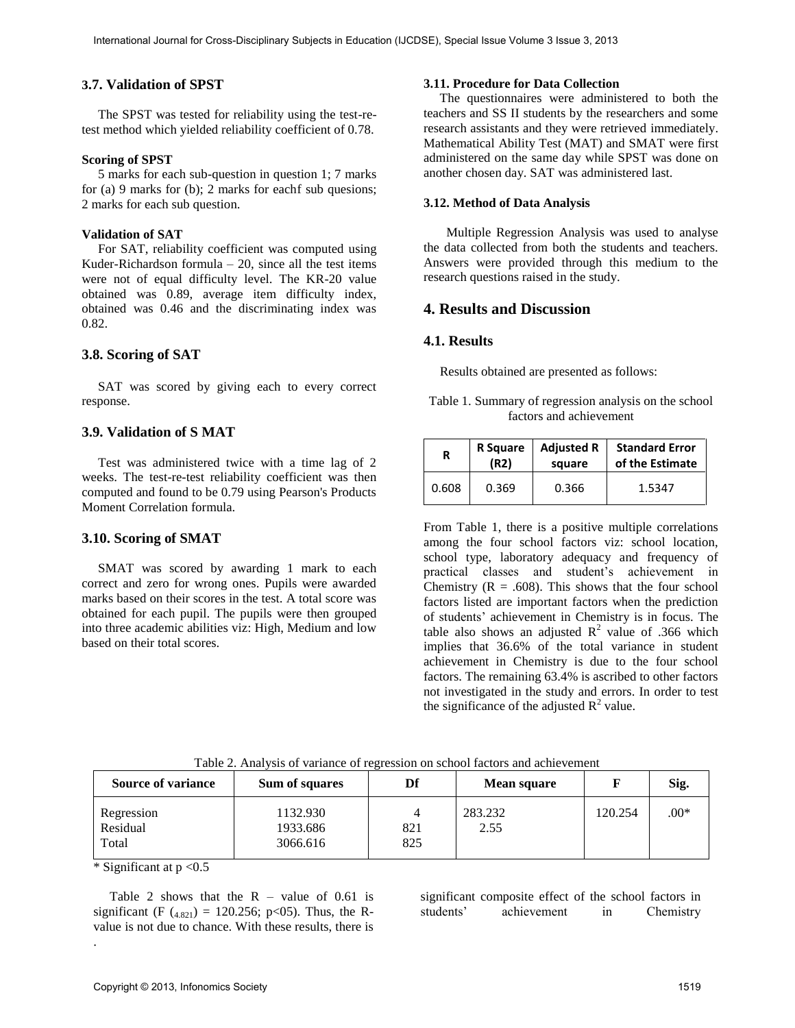## 3.7. Validation of SPST

The SPST was tested for reliability using the test-re-test method which yielded reliability coefficient of 0.78.

**Scoring of SPST**

5 marks for each sub-question in question 1; 7 marks for (a) 9 marks for (b); 2 marks for eachf sub quesions; 2 marks for each sub question.

**Validation of SAT**

For SAT, reliability coefficient was computed using Kuder-Richardson formula – 20, since all the test items were not of equal difficulty level. The KR-20 value obtained was 0.89, average item difficulty index, obtained was 0.46 and the discriminating index was 0.82.

## 3.8. Scoring of SAT

SAT was scored by giving each to every correct response.

## 3.9. Validation of S MAT

Test was administered twice with a time lag of 2 weeks. The test-re-test reliability coefficient was then computed and found to be 0.79 using Pearson's Products Moment Correlation formula.

## 3.10. Scoring of SMAT

SMAT was scored by awarding 1 mark to each correct and zero for wrong ones. Pupils were awarded marks based on their scores in the test. A total score was obtained for each pupil. The pupils were then grouped into three academic abilities viz: High, Medium and low based on their total scores.

**3.11. Procedure for Data Collection**

The questionnaires were administered to both the teachers and SS II students by the researchers and some research assistants and they were retrieved immediately. Mathematical Ability Test (MAT) and SMAT were first administered on the same day while SPST was done on another chosen day. SAT was administered last.

**3.12. Method of Data Analysis**

Multiple Regression Analysis was used to analyse the data collected from both the students and teachers. Answers were provided through this medium to the research questions raised in the study.

# 4. Results and Discussion

## 4.1. Results

Results obtained are presented as follows:

Table 1. Summary of regression analysis on the school factors and achievement

| R | R Square (R2) | Adjusted R square | Standard Error of the Estimate |
|---|---|---|---|
| 0.608 | 0.369 | 0.366 | 1.5347 |

From Table 1, there is a positive multiple correlations among the four school factors viz: school location, school type, laboratory adequacy and frequency of practical classes and student's achievement in Chemistry (R = .608). This shows that the four school factors listed are important factors when the prediction of students' achievement in Chemistry is in focus. The table also shows an adjusted $R^2$ value of .366 which implies that 36.6% of the total variance in student achievement in Chemistry is due to the four school factors. The remaining 63.4% is ascribed to other factors not investigated in the study and errors. In order to test the significance of the adjusted $R^2$ value.

Table 2. Analysis of variance of regression on school factors and achievement

| Source of variance | Sum of squares | Df | Mean square | F | Sig. |
|---|---|---|---|---|---|
| Regression | 1132.930 | 4 | 283.232 | 120.254 | .00* |
| Residual | 1933.686 | 821 | 2.55 | | |
| Total | 3066.616 | 825 | | | |

\* Significant at p <0.5

Table 2 shows that the R – value of 0.61 is significant ($F_{(4.821)} = 120.256$; p<05). Thus, the R-value is not due to chance. With these results, there is significant composite effect of the school factors in students' achievement in Chemistry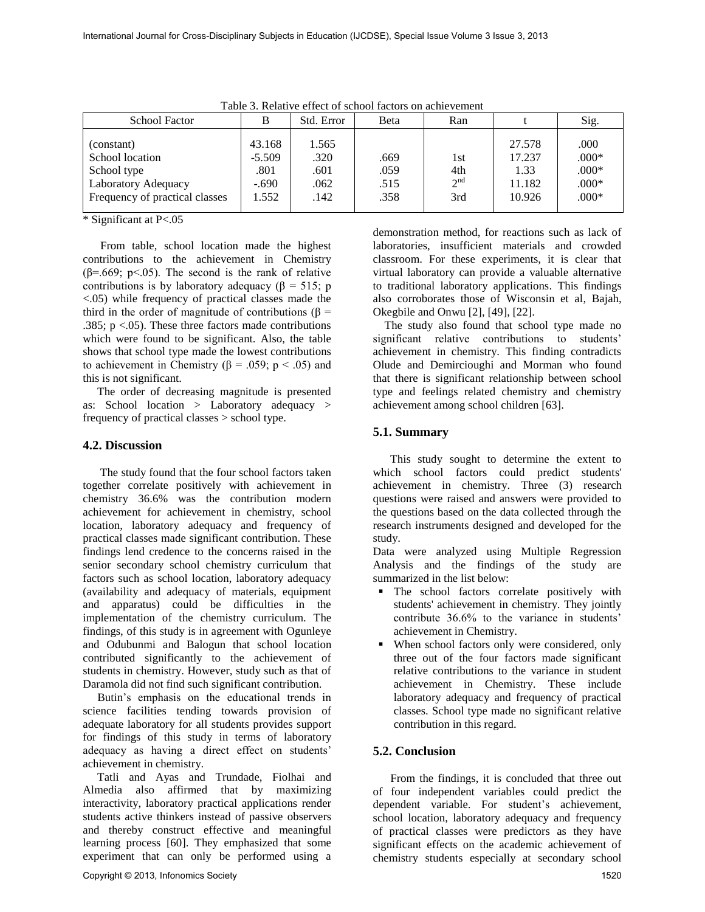Table 3. Relative effect of school factors on achievement

| School Factor | B | Std. Error | Beta | Ran | t | Sig. |
|---|---|---|---|---|---|---|
| (constant) | 43.168 | 1.565 | | | 27.578 | .000 |
| School location | -5.509 | .320 | .669 | 1st | 17.237 | .000* |
| School type | .801 | .601 | .059 | 4th | 1.33 | .000* |
| Laboratory Adequacy | -.690 | .062 | .515 | 2nd | 11.182 | .000* |
| Frequency of practical classes | 1.552 | .142 | .358 | 3rd | 10.926 | .000* |

* Significant at P<.05

From table, school location made the highest contributions to the achievement in Chemistry ($\beta$=.669; p<.05). The second is the rank of relative contributions is by laboratory adequacy ($\beta$ = 515; p <.05) while frequency of practical classes made the third in the order of magnitude of contributions ($\beta$ = .385; p <.05). These three factors made contributions which were found to be significant. Also, the table shows that school type made the lowest contributions to achievement in Chemistry ($\beta$ = .059; p < .05) and this is not significant.

The order of decreasing magnitude is presented as: School location > Laboratory adequacy > frequency of practical classes > school type.

## 4.2. Discussion

The study found that the four school factors taken together correlate positively with achievement in chemistry 36.6% was the contribution modern achievement for achievement in chemistry, school location, laboratory adequacy and frequency of practical classes made significant contribution. These findings lend credence to the concerns raised in the senior secondary school chemistry curriculum that factors such as school location, laboratory adequacy (availability and adequacy of materials, equipment and apparatus) could be difficulties in the implementation of the chemistry curriculum. The findings, of this study is in agreement with Ogunleye and Odubunmi and Balogun that school location contributed significantly to the achievement of students in chemistry. However, study such as that of Daramola did not find such significant contribution.

Butin's emphasis on the educational trends in science facilities tending towards provision of adequate laboratory for all students provides support for findings of this study in terms of laboratory adequacy as having a direct effect on students' achievement in chemistry.

Tatli and Ayas and Trundade, Fiolhai and Almedia also affirmed that by maximizing interactivity, laboratory practical applications render students active thinkers instead of passive observers and thereby construct effective and meaningful learning process [60]. They emphasized that some experiment that can only be performed using a demonstration method, for reactions such as lack of laboratories, insufficient materials and crowded classroom. For these experiments, it is clear that virtual laboratory can provide a valuable alternative to traditional laboratory applications. This findings also corroborates those of Wisconsin et al, Bajah, Okegbile and Onwu [2], [49], [22].

The study also found that school type made no significant relative contributions to students' achievement in chemistry. This finding contradicts Olude and Demircioughi and Morman who found that there is significant relationship between school type and feelings related chemistry and chemistry achievement among school children [63].

## 5.1. Summary

This study sought to determine the extent to which school factors could predict students' achievement in chemistry. Three (3) research questions were raised and answers were provided to the questions based on the data collected through the research instruments designed and developed for the study.

Data were analyzed using Multiple Regression Analysis and the findings of the study are summarized in the list below:

- The school factors correlate positively with students' achievement in chemistry. They jointly contribute 36.6% to the variance in students' achievement in Chemistry.
- When school factors only were considered, only three out of the four factors made significant relative contributions to the variance in student achievement in Chemistry. These include laboratory adequacy and frequency of practical classes. School type made no significant relative contribution in this regard.

## 5.2. Conclusion

From the findings, it is concluded that three out of four independent variables could predict the dependent variable. For student's achievement, school location, laboratory adequacy and frequency of practical classes were predictors as they have significant effects on the academic achievement of chemistry students especially at secondary school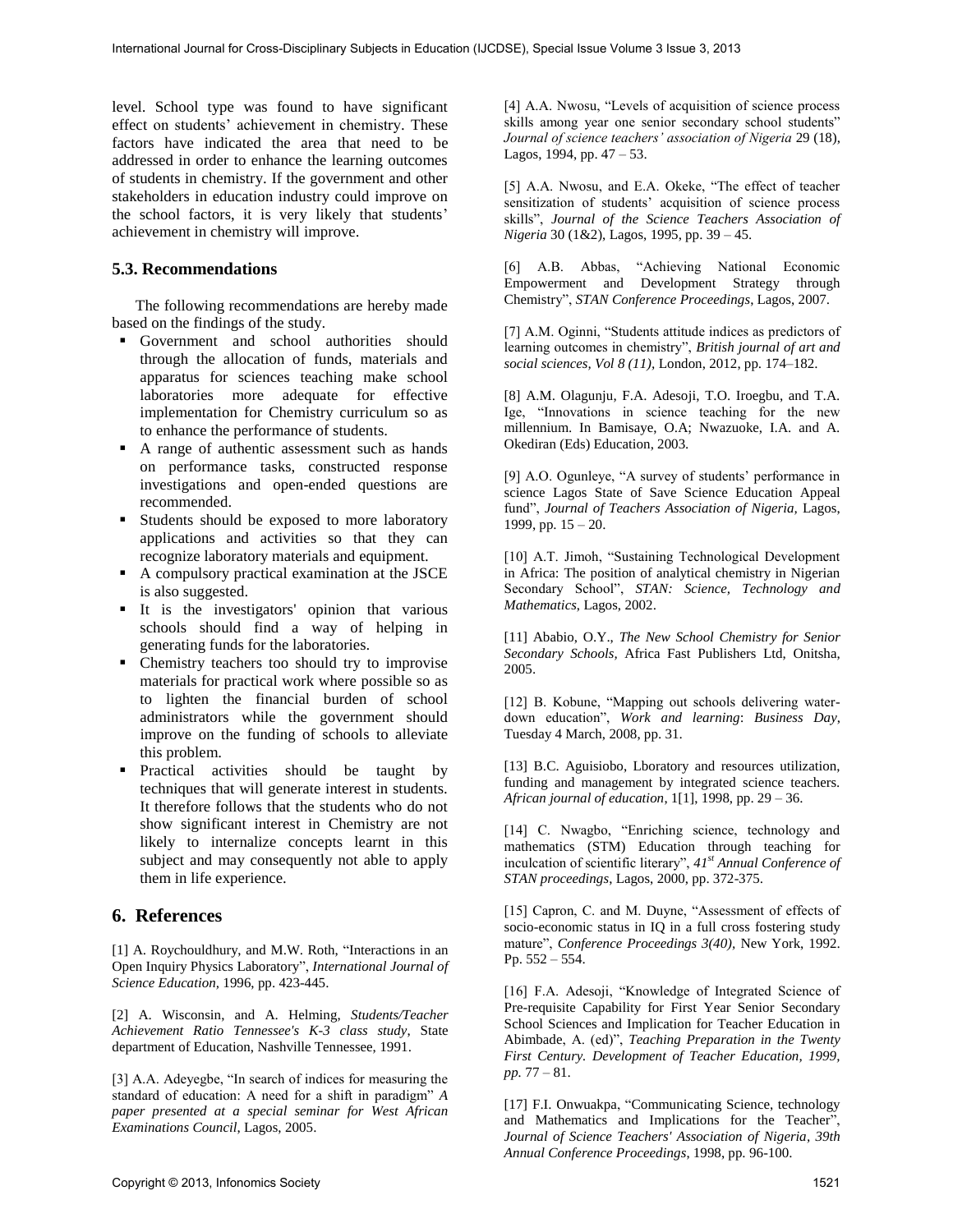level. School type was found to have significant effect on students' achievement in chemistry. These factors have indicated the area that need to be addressed in order to enhance the learning outcomes of students in chemistry. If the government and other stakeholders in education industry could improve on the school factors, it is very likely that students' achievement in chemistry will improve.

### 5.3. Recommendations

The following recommendations are hereby made based on the findings of the study.

- Government and school authorities should through the allocation of funds, materials and apparatus for sciences teaching make school laboratories more adequate for effective implementation for Chemistry curriculum so as to enhance the performance of students.
- A range of authentic assessment such as hands on performance tasks, constructed response investigations and open-ended questions are recommended.
- Students should be exposed to more laboratory applications and activities so that they can recognize laboratory materials and equipment.
- A compulsory practical examination at the JSCE is also suggested.
- It is the investigators' opinion that various schools should find a way of helping in generating funds for the laboratories.
- Chemistry teachers too should try to improvise materials for practical work where possible so as to lighten the financial burden of school administrators while the government should improve on the funding of schools to alleviate this problem.
- Practical activities should be taught by techniques that will generate interest in students. It therefore follows that the students who do not show significant interest in Chemistry are not likely to internalize concepts learnt in this subject and may consequently not able to apply them in life experience.

## 6. References

[1] A. Roychouldhury, and M.W. Roth, "Interactions in an Open Inquiry Physics Laboratory", *International Journal of Science Education*, 1996, pp. 423-445.

[2] A. Wisconsin, and A. Helming, *Students/Teacher Achievement Ratio Tennessee's K-3 class study*, State department of Education, Nashville Tennessee, 1991.

[3] A.A. Adeyegbe, "In search of indices for measuring the standard of education: A need for a shift in paradigm" *A paper presented at a special seminar for West African Examinations Council*, Lagos, 2005.

[4] A.A. Nwosu, "Levels of acquisition of science process skills among year one senior secondary school students" *Journal of science teachers' association of Nigeria* 29 (18), Lagos, 1994, pp. 47 – 53.

[5] A.A. Nwosu, and E.A. Okeke, "The effect of teacher sensitization of students' acquisition of science process skills", *Journal of the Science Teachers Association of Nigeria* 30 (1&2), Lagos, 1995, pp. 39 – 45.

[6] A.B. Abbas, "Achieving National Economic Empowerment and Development Strategy through Chemistry", *STAN Conference Proceedings*, Lagos, 2007.

[7] A.M. Oginni, "Students attitude indices as predictors of learning outcomes in chemistry", *British journal of art and social sciences, Vol 8 (11)*, London, 2012, pp. 174–182.

[8] A.M. Olagunju, F.A. Adesoji, T.O. Iroegbu, and T.A. Ige, "Innovations in science teaching for the new millennium. In Bamisaye, O.A; Nwazuoke, I.A. and A. Okediran (Eds) Education, 2003.

[9] A.O. Ogunleye, "A survey of students' performance in science Lagos State of Save Science Education Appeal fund", *Journal of Teachers Association of Nigeria*, Lagos, 1999, pp. 15 – 20.

[10] A.T. Jimoh, "Sustaining Technological Development in Africa: The position of analytical chemistry in Nigerian Secondary School", *STAN: Science, Technology and Mathematics*, Lagos, 2002.

[11] Ababio, O.Y., *The New School Chemistry for Senior Secondary Schools*, Africa Fast Publishers Ltd, Onitsha, 2005.

[12] B. Kobune, "Mapping out schools delivering water-down education", *Work and learning*: *Business Day*, Tuesday 4 March, 2008, pp. 31.

[13] B.C. Aguisiobo, Lboratory and resources utilization, funding and management by integrated science teachers. *African journal of education*, 1[1], 1998, pp. 29 – 36.

[14] C. Nwagbo, "Enriching science, technology and mathematics (STM) Education through teaching for inculcation of scientific literary", *41st Annual Conference of STAN proceedings*, Lagos, 2000, pp. 372-375.

[15] Capron, C. and M. Duyne, "Assessment of effects of socio-economic status in IQ in a full cross fostering study mature", *Conference Proceedings 3(40)*, New York, 1992. Pp. 552 – 554.

[16] F.A. Adesoji, "Knowledge of Integrated Science of Pre-requisite Capability for First Year Senior Secondary School Sciences and Implication for Teacher Education in Abimbade, A. (ed)", *Teaching Preparation in the Twenty First Century. Development of Teacher Education, 1999, pp.* 77 – 81.

[17] F.I. Onwuakpa, "Communicating Science, technology and Mathematics and Implications for the Teacher", *Journal of Science Teachers' Association of Nigeria*, *39th Annual Conference Proceedings*, 1998, pp. 96-100.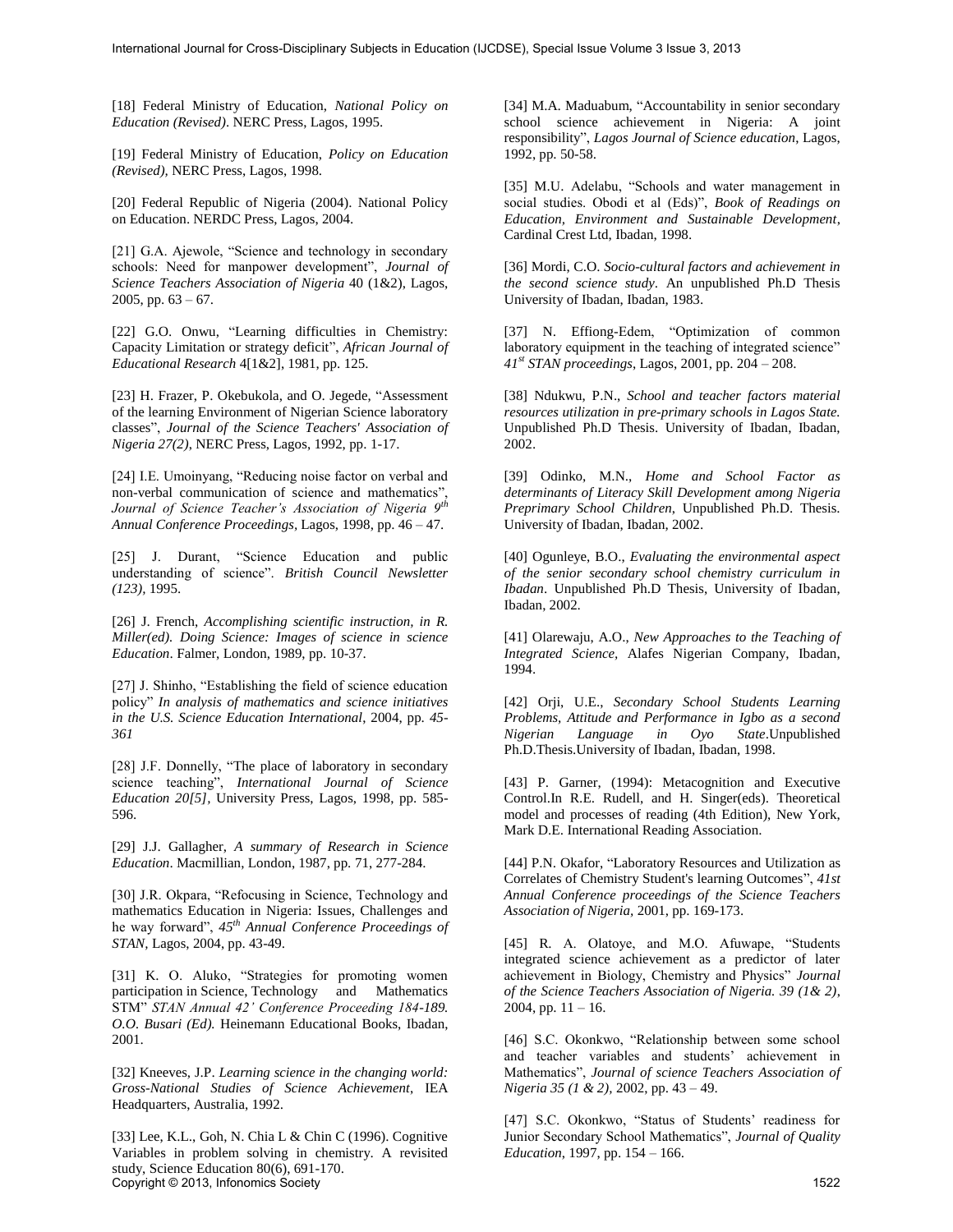[18] Federal Ministry of Education, *National Policy on Education (Revised)*. NERC Press, Lagos, 1995.

[19] Federal Ministry of Education, *Policy on Education (Revised),* NERC Press, Lagos, 1998.

[20] Federal Republic of Nigeria (2004). National Policy on Education. NERDC Press, Lagos, 2004.

[21] G.A. Ajewole, "Science and technology in secondary schools: Need for manpower development", *Journal of Science Teachers Association of Nigeria* 40 (1&2), Lagos, 2005, pp. 63 – 67.

[22] G.O. Onwu, "Learning difficulties in Chemistry: Capacity Limitation or strategy deficit", *African Journal of Educational Research* 4[1&2], 1981, pp. 125.

[23] H. Frazer, P. Okebukola, and O. Jegede, "Assessment of the learning Environment of Nigerian Science laboratory classes", *Journal of the Science Teachers' Association of Nigeria 27(2)*, NERC Press, Lagos, 1992, pp. 1-17.

[24] I.E. Umoinyang, "Reducing noise factor on verbal and non-verbal communication of science and mathematics", *Journal of Science Teacher's Association of Nigeria 9th Annual Conference Proceedings*, Lagos, 1998, pp. 46 – 47.

[25] J. Durant, "Science Education and public understanding of science". *British Council Newsletter (123),* 1995.

[26] J. French, *Accomplishing scientific instruction, in R. Miller(ed). Doing Science: Images of science in science Education*. Falmer, London, 1989, pp. 10-37.

[27] J. Shinho, "Establishing the field of science education policy" *In analysis of mathematics and science initiatives in the U.S. Science Education International*, 2004, pp. *45-361*

[28] J.F. Donnelly, "The place of laboratory in secondary science teaching", *International Journal of Science Education 20[5],* University Press, Lagos, 1998, pp. 585-596.

[29] J.J. Gallagher, *A summary of Research in Science Education*. Macmillian, London, 1987, pp. 71, 277-284.

[30] J.R. Okpara, "Refocusing in Science, Technology and mathematics Education in Nigeria: Issues, Challenges and he way forward", *45th Annual Conference Proceedings of STAN*, Lagos, 2004, pp. 43-49.

[31] K. O. Aluko, "Strategies for promoting women participation in Science, Technology and Mathematics STM" *STAN Annual 42' Conference Proceeding 184-189. O.O. Busari (Ed).* Heinemann Educational Books, Ibadan, 2001.

[32] Kneeves, J.P. *Learning science in the changing world: Gross-National Studies of Science Achievement*, IEA Headquarters, Australia, 1992.

[33] Lee, K.L., Goh, N. Chia L & Chin C (1996). Cognitive Variables in problem solving in chemistry. A revisited study, Science Education 80(6), 691-170.

[34] M.A. Maduabum, "Accountability in senior secondary school science achievement in Nigeria: A joint responsibility", *Lagos Journal of Science education*, Lagos, 1992, pp. 50-58.

[35] M.U. Adelabu, "Schools and water management in social studies. Obodi et al (Eds)", *Book of Readings on Education, Environment and Sustainable Development*, Cardinal Crest Ltd, Ibadan, 1998.

[36] Mordi, C.O. *Socio-cultural factors and achievement in the second science study*. An unpublished Ph.D Thesis University of Ibadan, Ibadan, 1983.

[37] N. Effiong-Edem, "Optimization of common laboratory equipment in the teaching of integrated science" *41st STAN proceedings*, Lagos, 2001, pp. 204 – 208.

[38] Ndukwu, P.N., *School and teacher factors material resources utilization in pre-primary schools in Lagos State.* Unpublished Ph.D Thesis. University of Ibadan, Ibadan, 2002.

[39] Odinko, M.N., *Home and School Factor as determinants of Literacy Skill Development among Nigeria Preprimary School Children*, Unpublished Ph.D. Thesis. University of Ibadan, Ibadan, 2002.

[40] Ogunleye, B.O., *Evaluating the environmental aspect of the senior secondary school chemistry curriculum in Ibadan*. Unpublished Ph.D Thesis, University of Ibadan, Ibadan, 2002.

[41] Olarewaju, A.O., *New Approaches to the Teaching of Integrated Science,* Alafes Nigerian Company, Ibadan, 1994.

[42] Orji, U.E., *Secondary School Students Learning Problems, Attitude and Performance in Igbo as a second Nigerian Language in Oyo State*.Unpublished Ph.D.Thesis.University of Ibadan, Ibadan, 1998.

[43] P. Garner, (1994): Metacognition and Executive Control.In R.E. Rudell, and H. Singer(eds). Theoretical model and processes of reading (4th Edition), New York, Mark D.E. International Reading Association.

[44] P.N. Okafor, "Laboratory Resources and Utilization as Correlates of Chemistry Student's learning Outcomes", *41st Annual Conference proceedings of the Science Teachers Association of Nigeria*, 2001, pp. 169-173.

[45] R. A. Olatoye, and M.O. Afuwape, "Students integrated science achievement as a predictor of later achievement in Biology, Chemistry and Physics" *Journal of the Science Teachers Association of Nigeria. 39 (1& 2)*, 2004, pp. 11 – 16.

[46] S.C. Okonkwo, "Relationship between some school and teacher variables and students' achievement in Mathematics", *Journal of science Teachers Association of Nigeria 35 (1 & 2),* 2002, pp. 43 – 49.

[47] S.C. Okonkwo, "Status of Students' readiness for Junior Secondary School Mathematics", *Journal of Quality Education*, 1997, pp. 154 – 166.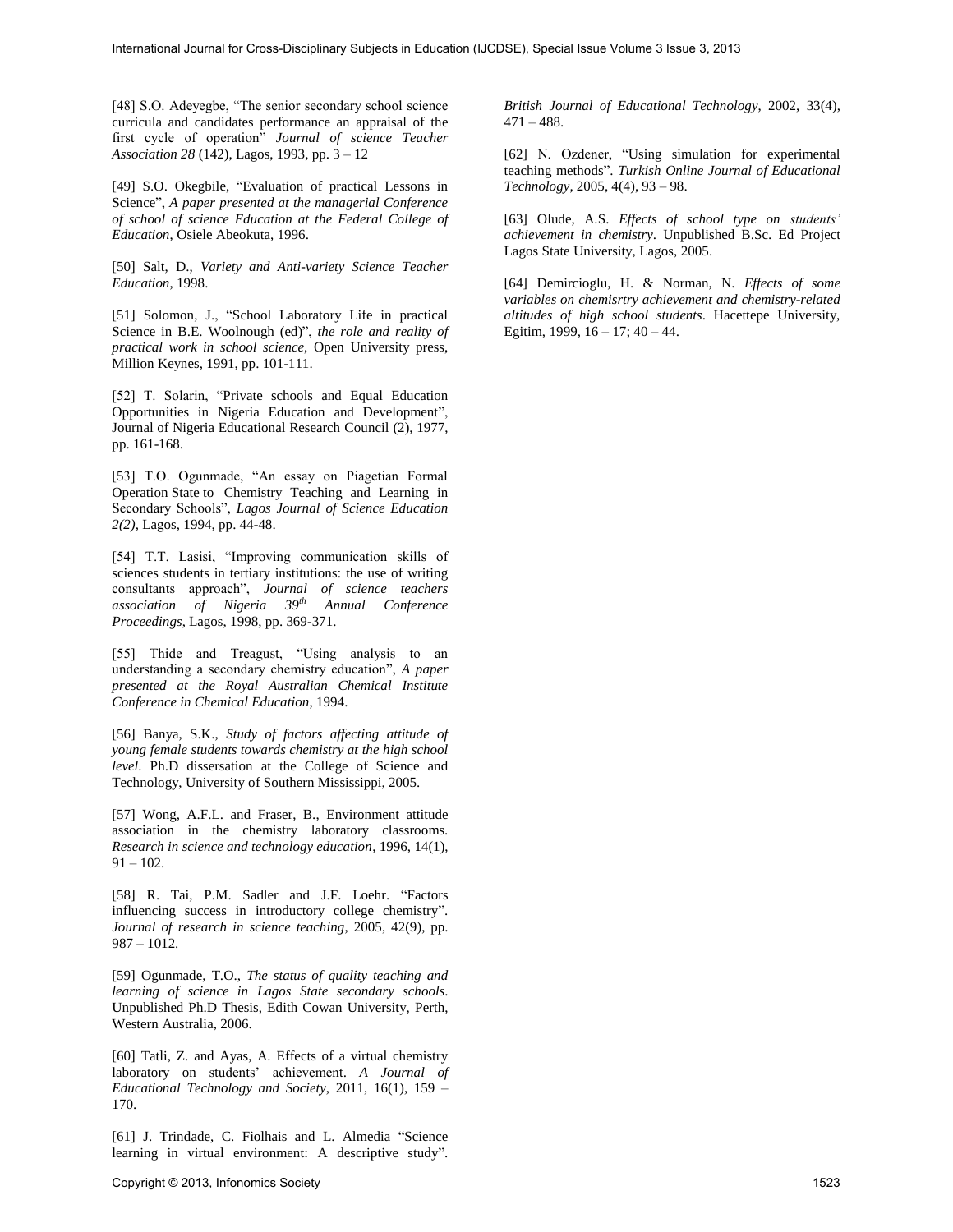[48] S.O. Adeyegbe, "The senior secondary school science curricula and candidates performance an appraisal of the first cycle of operation" *Journal of science Teacher Association 28* (142), Lagos, 1993, pp. 3 – 12

[49] S.O. Okegbile, "Evaluation of practical Lessons in Science", *A paper presented at the managerial Conference of school of science Education at the Federal College of Education*, Osiele Abeokuta, 1996.

[50] Salt, D., *Variety and Anti-variety Science Teacher Education*, 1998.

[51] Solomon, J., "School Laboratory Life in practical Science in B.E. Woolnough (ed)", *the role and reality of practical work in school science*, Open University press, Million Keynes, 1991, pp. 101-111.

[52] T. Solarin, "Private schools and Equal Education Opportunities in Nigeria Education and Development", Journal of Nigeria Educational Research Council (2), 1977, pp. 161-168.

[53] T.O. Ogunmade, "An essay on Piagetian Formal Operation State to Chemistry Teaching and Learning in Secondary Schools", *Lagos Journal of Science Education 2(2)*, Lagos, 1994, pp. 44-48.

[54] T.T. Lasisi, "Improving communication skills of sciences students in tertiary institutions: the use of writing consultants approach", *Journal of science teachers association of Nigeria 39th Annual Conference Proceedings*, Lagos, 1998, pp. 369-371.

[55] Thide and Treagust, "Using analysis to an understanding a secondary chemistry education", *A paper presented at the Royal Australian Chemical Institute Conference in Chemical Education*, 1994.

[56] Banya, S.K., *Study of factors affecting attitude of young female students towards chemistry at the high school level*. Ph.D dissersation at the College of Science and Technology, University of Southern Mississippi, 2005.

[57] Wong, A.F.L. and Fraser, B., Environment attitude association in the chemistry laboratory classrooms. *Research in science and technology education*, 1996, 14(1), 91 – 102.

[58] R. Tai, P.M. Sadler and J.F. Loehr. "Factors influencing success in introductory college chemistry". *Journal of research in science teaching*, 2005, 42(9), pp. 987 – 1012.

[59] Ogunmade, T.O., *The status of quality teaching and learning of science in Lagos State secondary schools*. Unpublished Ph.D Thesis, Edith Cowan University, Perth, Western Australia, 2006.

[60] Tatli, Z. and Ayas, A. Effects of a virtual chemistry laboratory on students' achievement. *A Journal of Educational Technology and Society*, 2011, 16(1), 159 – 170.

[61] J. Trindade, C. Fiolhais and L. Almedia "Science learning in virtual environment: A descriptive study". *British Journal of Educational Technology*, 2002, 33(4), 471 – 488.

[62] N. Ozdener, "Using simulation for experimental teaching methods". *Turkish Online Journal of Educational Technology*, 2005, 4(4), 93 – 98.

[63] Olude, A.S. *Effects of school type on students' achievement in chemistry*. Unpublished B.Sc. Ed Project Lagos State University, Lagos, 2005.

[64] Demircioglu, H. & Norman, N. *Effects of some variables on chemisrtry achievement and chemistry-related altitudes of high school students*. Hacettepe University, Egitim, 1999, 16 – 17; 40 – 44.